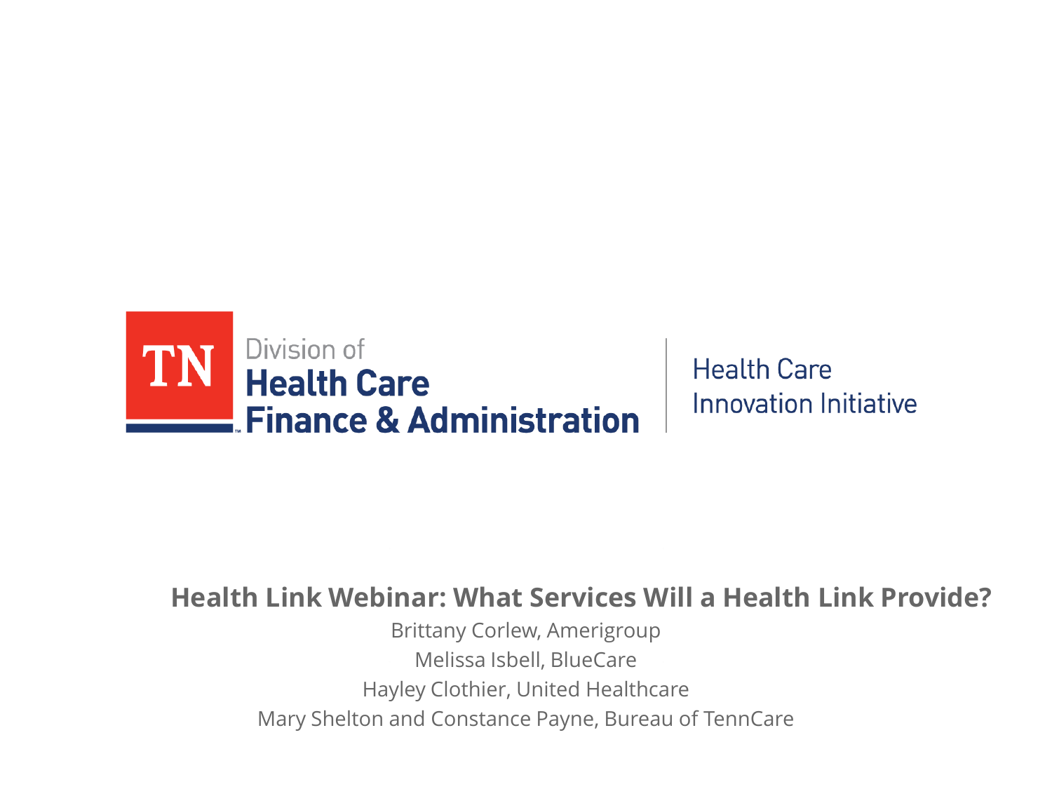TN Division of **Health Care Finance & Administration**

Health Care Innovation Initiative

# Health Link Webinar: What Services Will a Health Link Provide?

Brittany Corlew, Amerigroup

Melissa Isbell, BlueCare

Hayley Clothier, United Healthcare

Mary Shelton and Constance Payne, Bureau of TennCare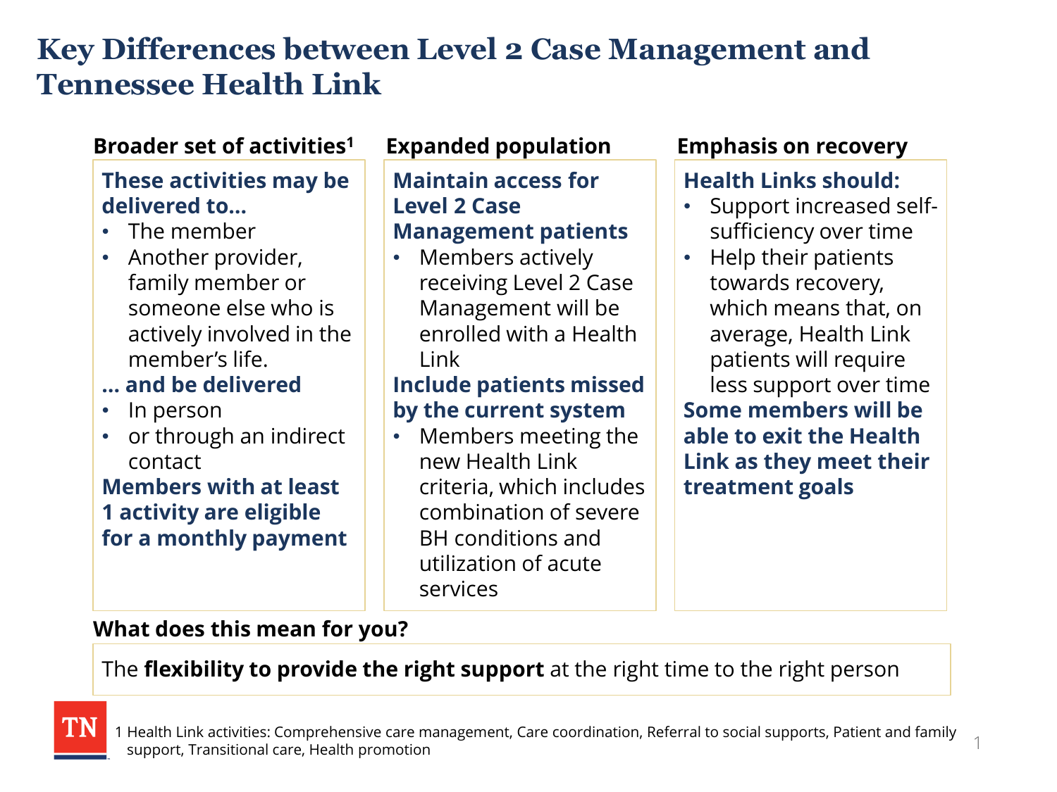# Key Differences between Level 2 Case Management and Tennessee Health Link

### Broader set of activities[1]

**These activities may be delivered to…**

- The member
- Another provider, family member or someone else who is actively involved in the member's life.

**… and be delivered**

- In person
- or through an indirect contact

**Members with at least 1 activity are eligible for a monthly payment**

### Expanded population

**Maintain access for Level 2 Case Management patients**

- Members actively receiving Level 2 Case Management will be enrolled with a Health Link

**Include patients missed by the current system**

- Members meeting the new Health Link criteria, which includes combination of severe BH conditions and utilization of acute services

### Emphasis on recovery

**Health Links should:**

- Support increased self-sufficiency over time
- Help their patients towards recovery, which means that, on average, Health Link patients will require less support over time

**Some members will be able to exit the Health Link as they meet their treatment goals**

### What does this mean for you?

The **flexibility to provide the right support** at the right time to the right person

1 Health Link activities: Comprehensive care management, Care coordination, Referral to social supports, Patient and family support, Transitional care, Health promotion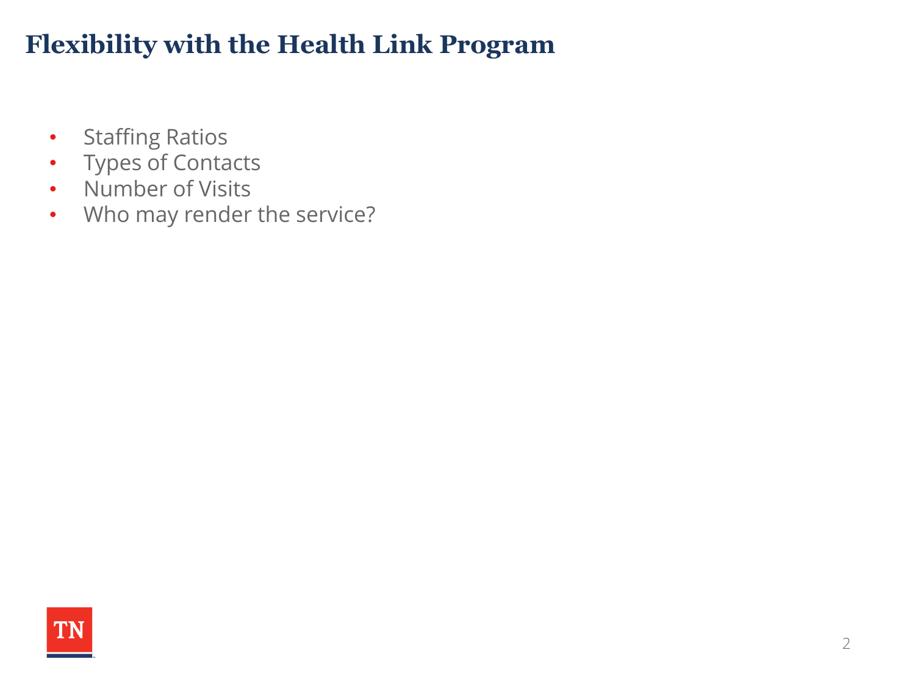# Flexibility with the Health Link Program

- Staffing Ratios
- Types of Contacts
- Number of Visits
- Who may render the service?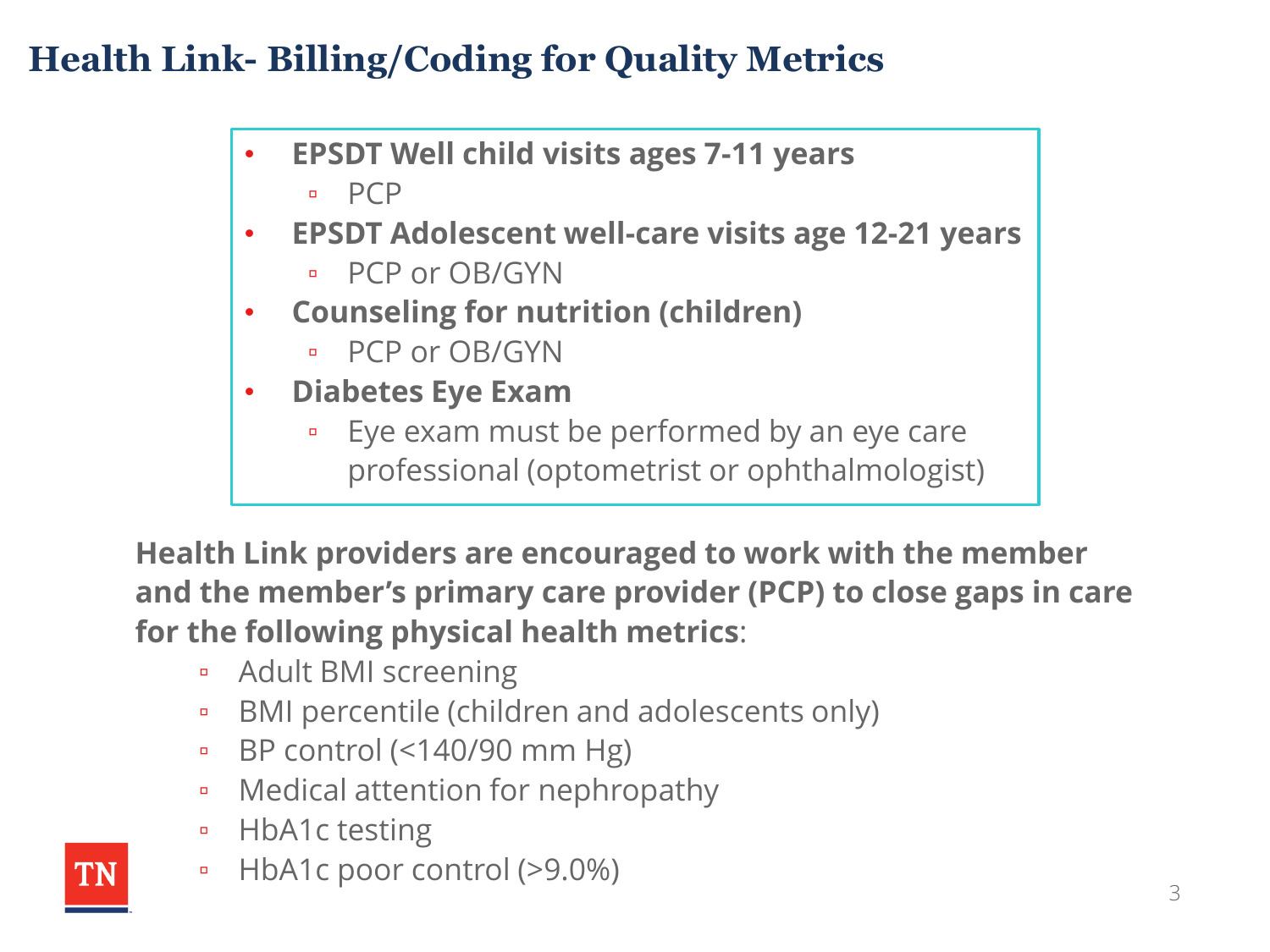# Health Link- Billing/Coding for Quality Metrics

- **EPSDT Well child visits ages 7-11 years**
  - PCP
- **EPSDT Adolescent well-care visits age 12-21 years**
  - PCP or OB/GYN
- **Counseling for nutrition (children)**
  - PCP or OB/GYN
- **Diabetes Eye Exam**
  - Eye exam must be performed by an eye care professional (optometrist or ophthalmologist)

**Health Link providers are encouraged to work with the member and the member's primary care provider (PCP) to close gaps in care for the following physical health metrics**:

- Adult BMI screening
- BMI percentile (children and adolescents only)
- BP control (<140/90 mm Hg)
- Medical attention for nephropathy
- HbA1c testing
- HbA1c poor control (>9.0%)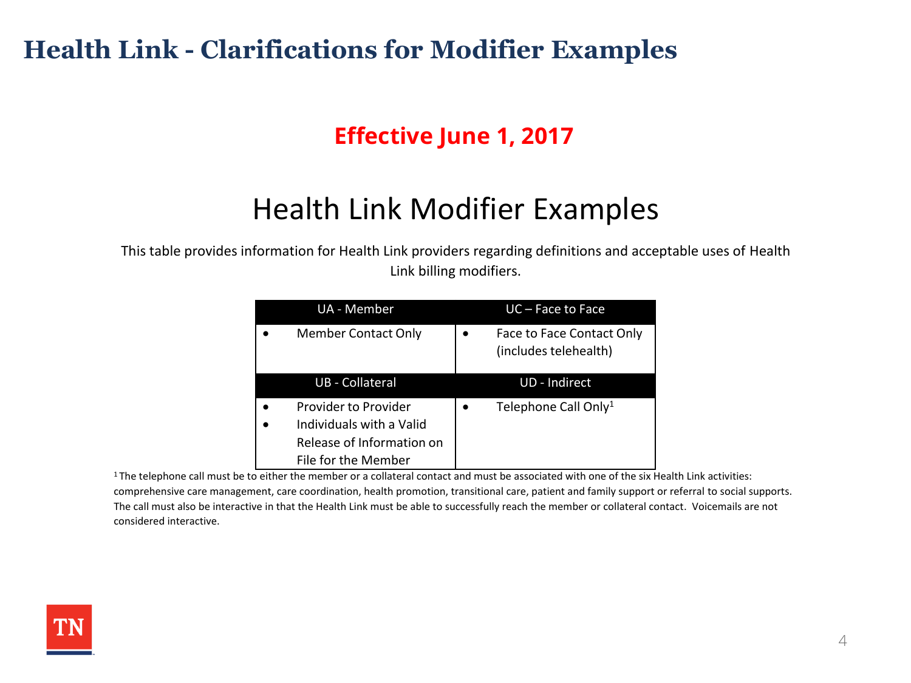# Health Link - Clarifications for Modifier Examples

**Effective June 1, 2017**

## Health Link Modifier Examples

This table provides information for Health Link providers regarding definitions and acceptable uses of Health Link billing modifiers.

| UA - Member | UC – Face to Face |
|---|---|
| • Member Contact Only | • Face to Face Contact Only (includes telehealth) |
| **UB - Collateral** | **UD - Indirect** |
| • Provider to Provider<br>• Individuals with a Valid Release of Information on File for the Member | • Telephone Call Only[1] |

[1] The telephone call must be to either the member or a collateral contact and must be associated with one of the six Health Link activities: comprehensive care management, care coordination, health promotion, transitional care, patient and family support or referral to social supports. The call must also be interactive in that the Health Link must be able to successfully reach the member or collateral contact. Voicemails are not considered interactive.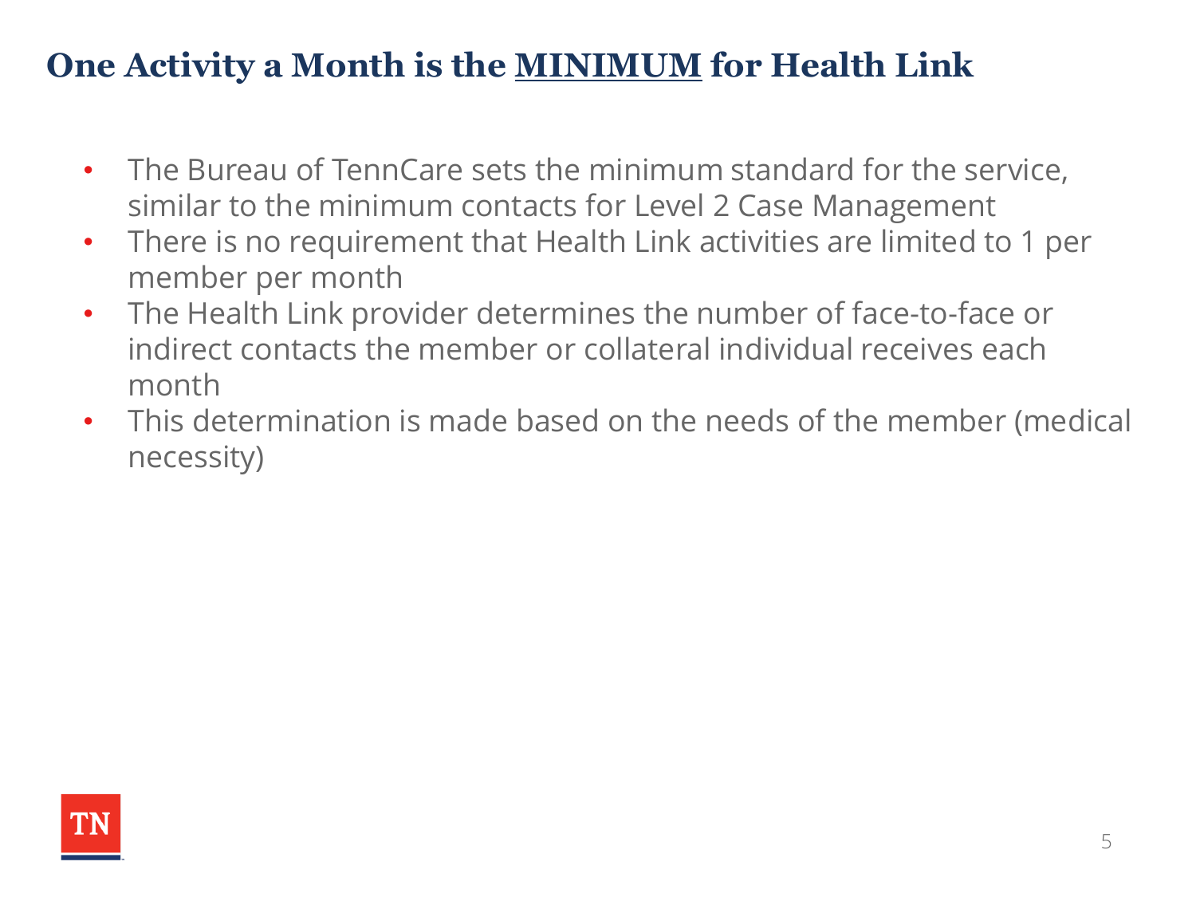# One Activity a Month is the MINIMUM for Health Link

- The Bureau of TennCare sets the minimum standard for the service, similar to the minimum contacts for Level 2 Case Management
- There is no requirement that Health Link activities are limited to 1 per member per month
- The Health Link provider determines the number of face-to-face or indirect contacts the member or collateral individual receives each month
- This determination is made based on the needs of the member (medical necessity)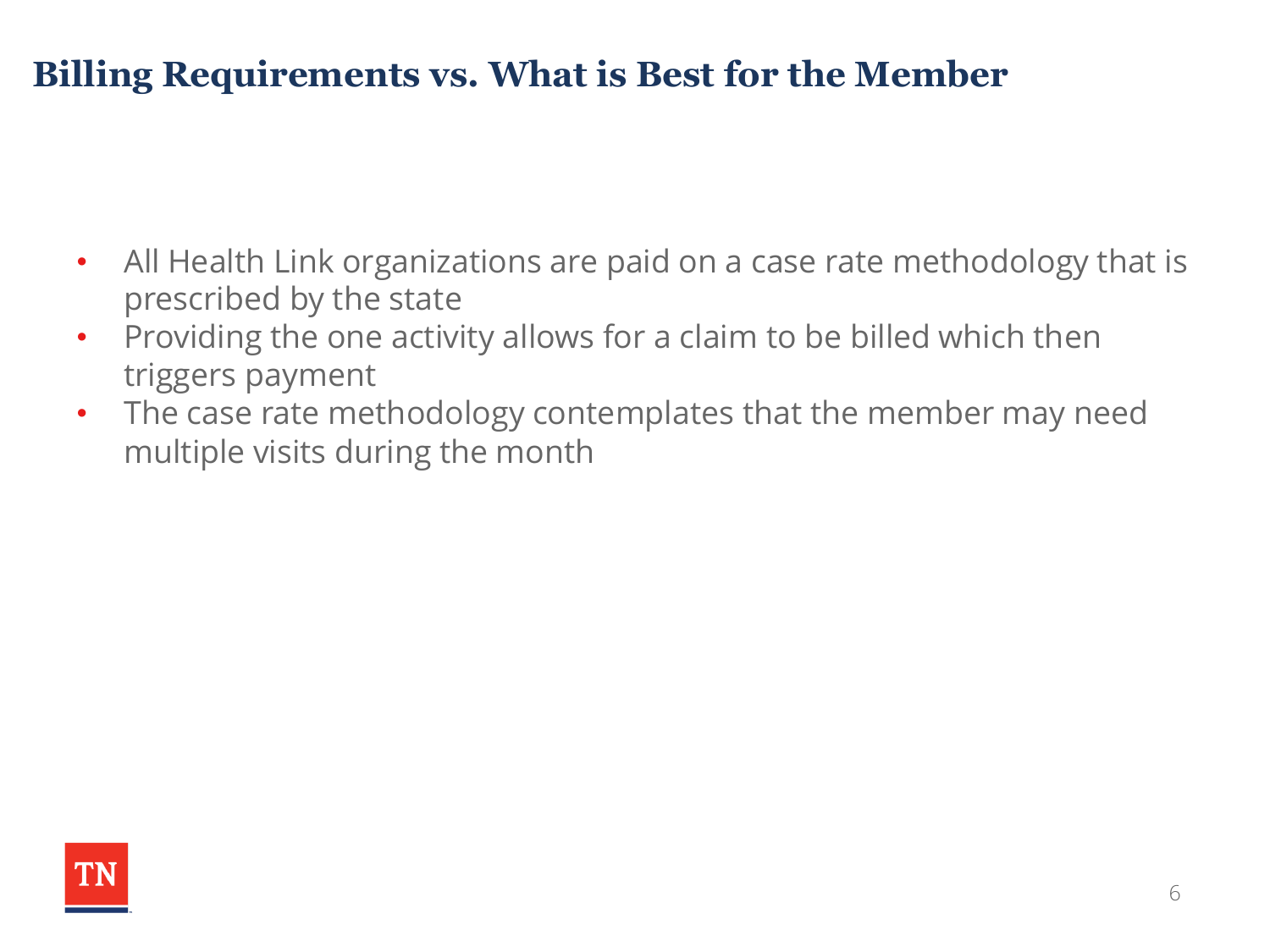# Billing Requirements vs. What is Best for the Member

- All Health Link organizations are paid on a case rate methodology that is prescribed by the state
- Providing the one activity allows for a claim to be billed which then triggers payment
- The case rate methodology contemplates that the member may need multiple visits during the month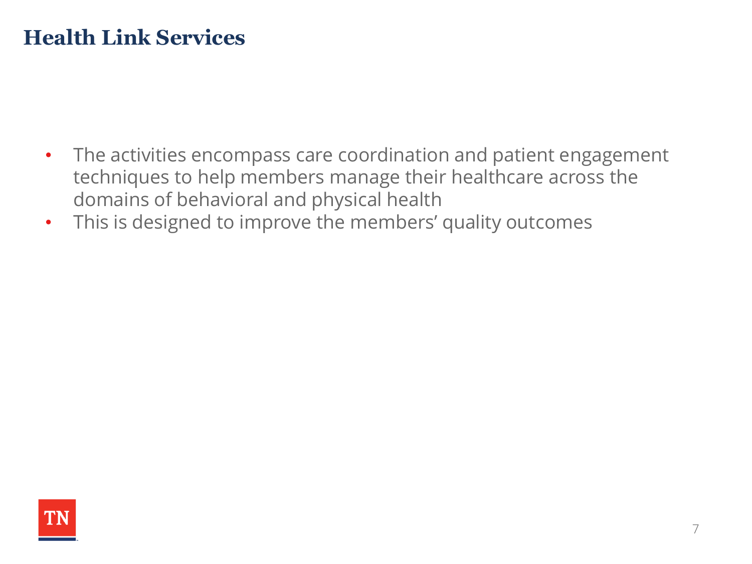# Health Link Services

- The activities encompass care coordination and patient engagement techniques to help members manage their healthcare across the domains of behavioral and physical health
- This is designed to improve the members' quality outcomes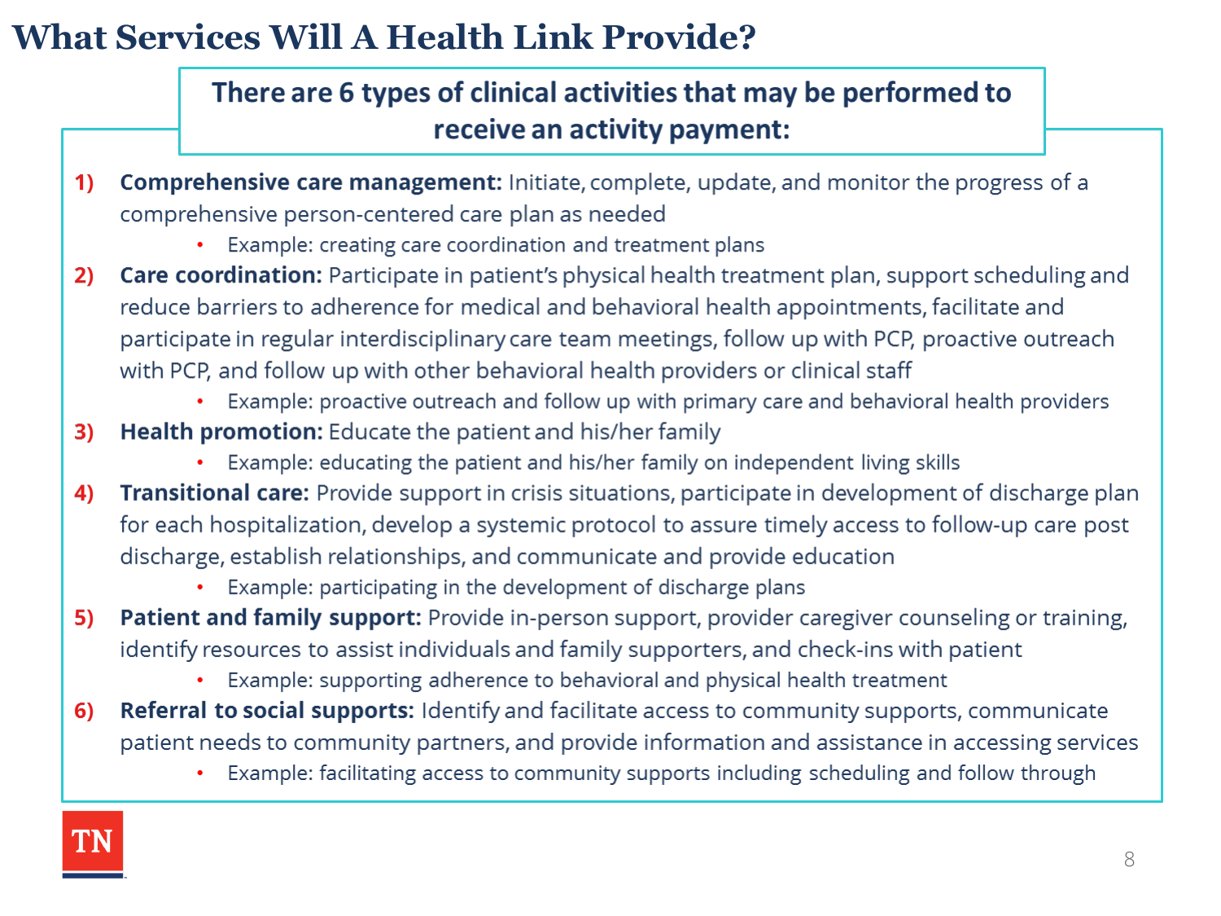# What Services Will A Health Link Provide?

**There are 6 types of clinical activities that may be performed to receive an activity payment:**

1) **Comprehensive care management:** Initiate, complete, update, and monitor the progress of a comprehensive person-centered care plan as needed
   - Example: creating care coordination and treatment plans
2) **Care coordination:** Participate in patient's physical health treatment plan, support scheduling and reduce barriers to adherence for medical and behavioral health appointments, facilitate and participate in regular interdisciplinary care team meetings, follow up with PCP, proactive outreach with PCP, and follow up with other behavioral health providers or clinical staff
   - Example: proactive outreach and follow up with primary care and behavioral health providers
3) **Health promotion:** Educate the patient and his/her family
   - Example: educating the patient and his/her family on independent living skills
4) **Transitional care:** Provide support in crisis situations, participate in development of discharge plan for each hospitalization, develop a systemic protocol to assure timely access to follow-up care post discharge, establish relationships, and communicate and provide education
   - Example: participating in the development of discharge plans
5) **Patient and family support:** Provide in-person support, provider caregiver counseling or training, identify resources to assist individuals and family supporters, and check-ins with patient
   - Example: supporting adherence to behavioral and physical health treatment
6) **Referral to social supports:** Identify and facilitate access to community supports, communicate patient needs to community partners, and provide information and assistance in accessing services
   - Example: facilitating access to community supports including scheduling and follow through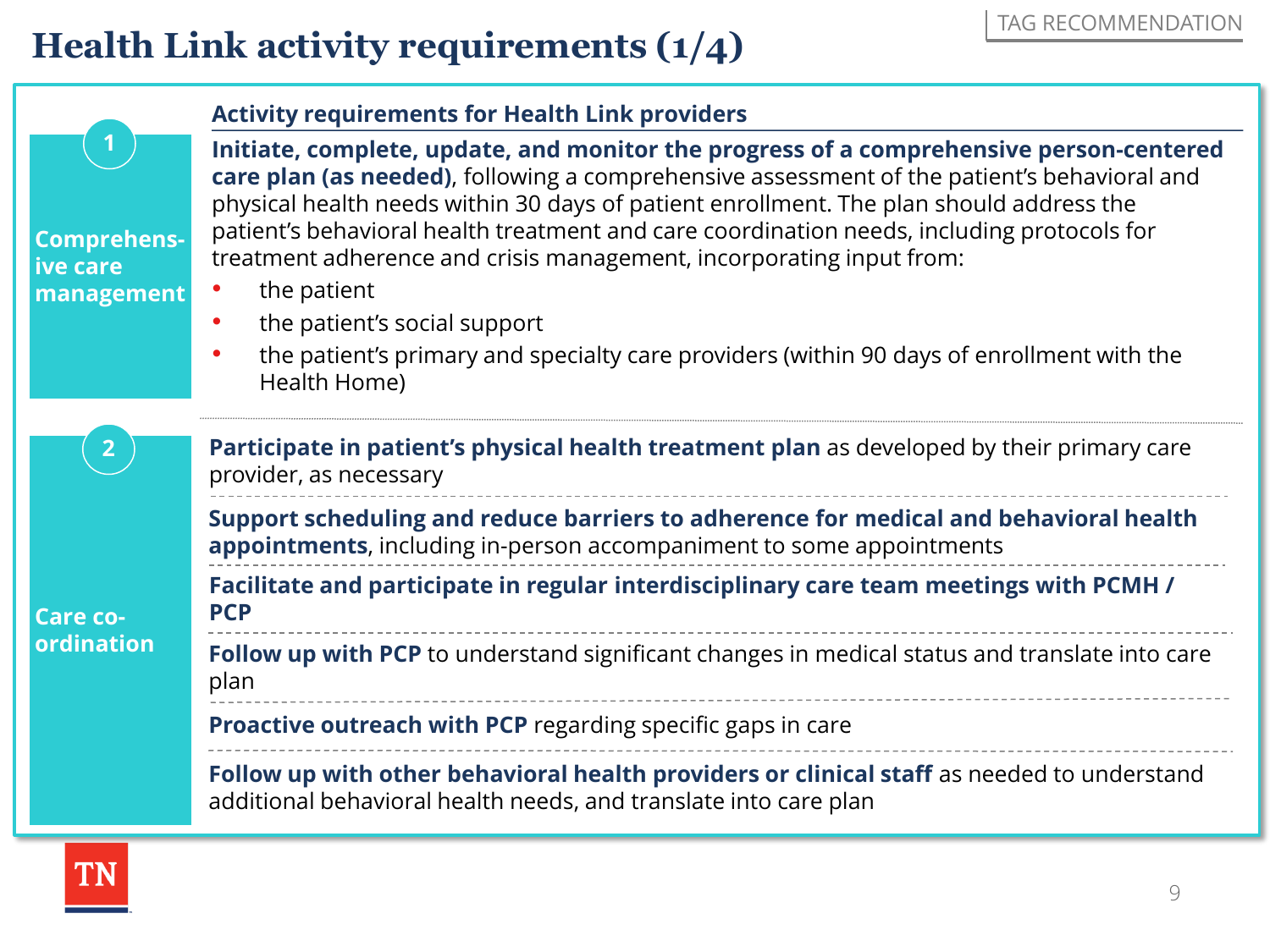# Health Link activity requirements (1/4)

TAG RECOMMENDATION

## Activity requirements for Health Link providers

### 1 Comprehensive care management

**Initiate, complete, update, and monitor the progress of a comprehensive person-centered care plan (as needed)**, following a comprehensive assessment of the patient's behavioral and physical health needs within 30 days of patient enrollment. The plan should address the patient's behavioral health treatment and care coordination needs, including protocols for treatment adherence and crisis management, incorporating input from:

- the patient
- the patient's social support
- the patient's primary and specialty care providers (within 90 days of enrollment with the Health Home)

### 2 Care co-ordination

**Participate in patient's physical health treatment plan** as developed by their primary care provider, as necessary

**Support scheduling and reduce barriers to adherence for medical and behavioral health appointments**, including in-person accompaniment to some appointments

**Facilitate and participate in regular interdisciplinary care team meetings with PCMH / PCP**

**Follow up with PCP** to understand significant changes in medical status and translate into care plan

**Proactive outreach with PCP** regarding specific gaps in care

**Follow up with other behavioral health providers or clinical staff** as needed to understand additional behavioral health needs, and translate into care plan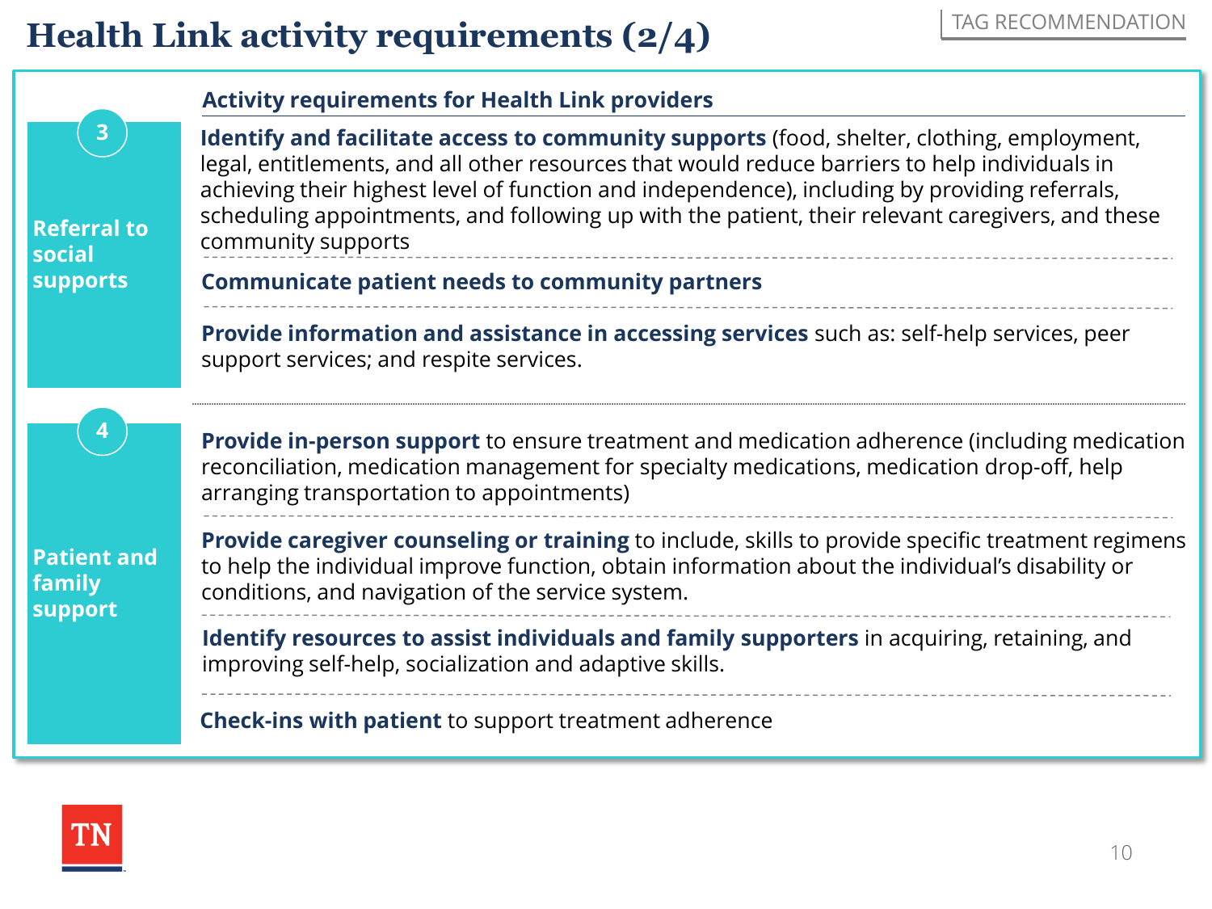# Health Link activity requirements (2/4)

TAG RECOMMENDATION

| | Activity requirements for Health Link providers |
|---|---|
| **3 Referral to social supports** | **Identify and facilitate access to community supports** (food, shelter, clothing, employment, legal, entitlements, and all other resources that would reduce barriers to help individuals in achieving their highest level of function and independence), including by providing referrals, scheduling appointments, and following up with the patient, their relevant caregivers, and these community supports |
| | **Communicate patient needs to community partners** |
| | **Provide information and assistance in accessing services** such as: self-help services, peer support services; and respite services. |
| **4 Patient and family support** | **Provide in-person support** to ensure treatment and medication adherence (including medication reconciliation, medication management for specialty medications, medication drop-off, help arranging transportation to appointments) |
| | **Provide caregiver counseling or training** to include, skills to provide specific treatment regimens to help the individual improve function, obtain information about the individual's disability or conditions, and navigation of the service system. |
| | **Identify resources to assist individuals and family supporters** in acquiring, retaining, and improving self-help, socialization and adaptive skills. |
| | **Check-ins with patient** to support treatment adherence |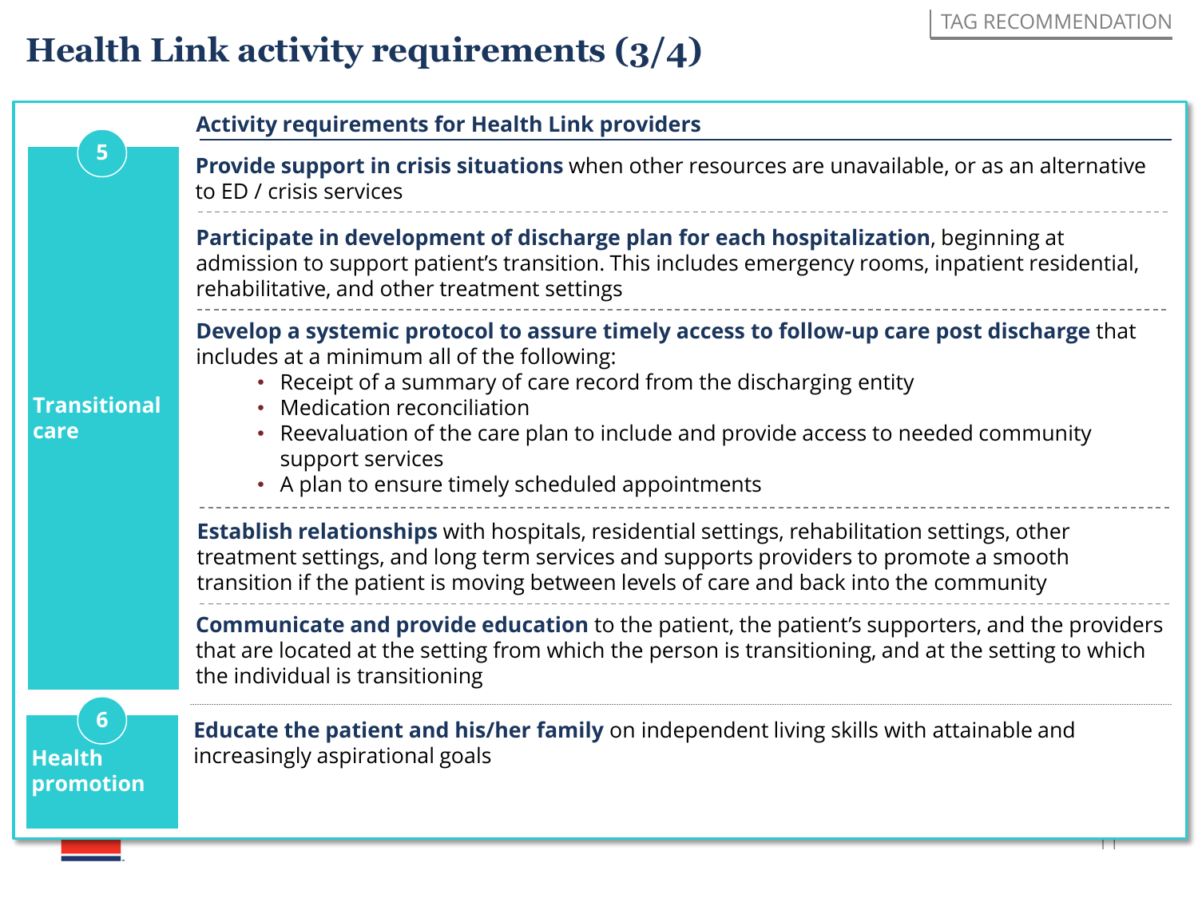TAG RECOMMENDATION

# Health Link activity requirements (3/4)

## Activity requirements for Health Link providers

### 5 Transitional care

**Provide support in crisis situations** when other resources are unavailable, or as an alternative to ED / crisis services

**Participate in development of discharge plan for each hospitalization**, beginning at admission to support patient's transition. This includes emergency rooms, inpatient residential, rehabilitative, and other treatment settings

**Develop a systemic protocol to assure timely access to follow-up care post discharge** that includes at a minimum all of the following:

- Receipt of a summary of care record from the discharging entity
- Medication reconciliation
- Reevaluation of the care plan to include and provide access to needed community support services
- A plan to ensure timely scheduled appointments

**Establish relationships** with hospitals, residential settings, rehabilitation settings, other treatment settings, and long term services and supports providers to promote a smooth transition if the patient is moving between levels of care and back into the community

**Communicate and provide education** to the patient, the patient's supporters, and the providers that are located at the setting from which the person is transitioning, and at the setting to which the individual is transitioning

### 6 Health promotion

**Educate the patient and his/her family** on independent living skills with attainable and increasingly aspirational goals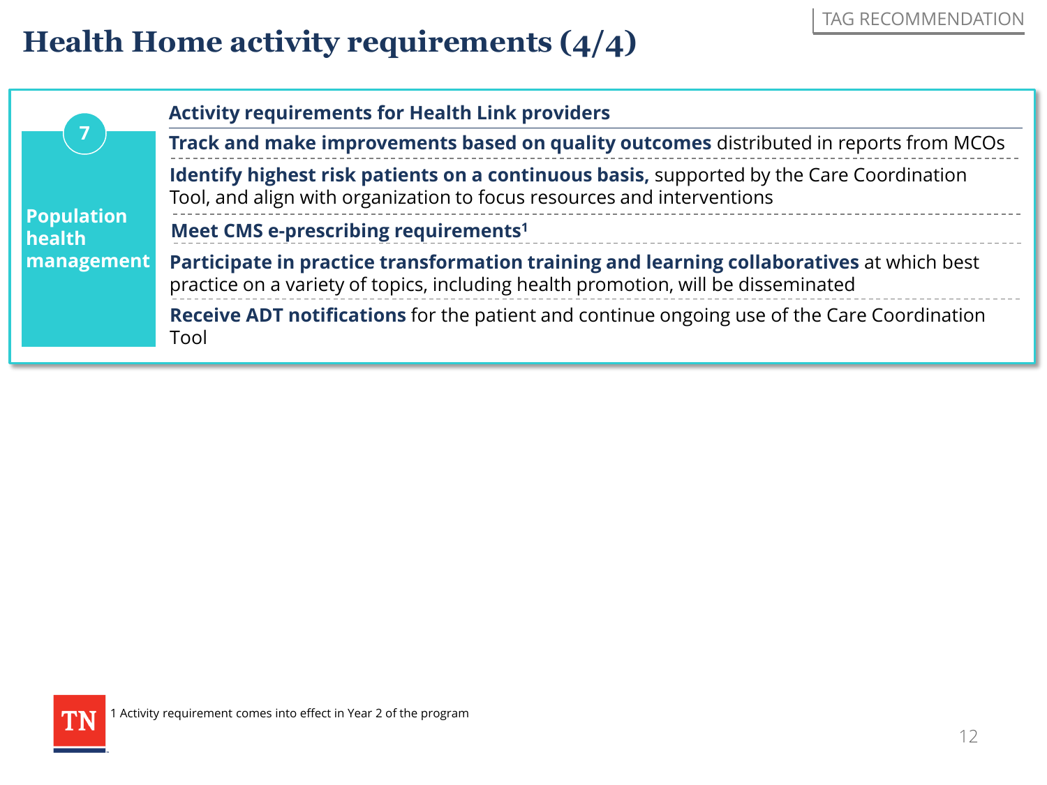# Health Home activity requirements (4/4)

TAG RECOMMENDATION

**7 — Population health management**

**Activity requirements for Health Link providers**

- **Track and make improvements based on quality outcomes** distributed in reports from MCOs
- **Identify highest risk patients on a continuous basis,** supported by the Care Coordination Tool, and align with organization to focus resources and interventions
- **Meet CMS e-prescribing requirements**[1]
- **Participate in practice transformation training and learning collaboratives** at which best practice on a variety of topics, including health promotion, will be disseminated
- **Receive ADT notifications** for the patient and continue ongoing use of the Care Coordination Tool

1 Activity requirement comes into effect in Year 2 of the program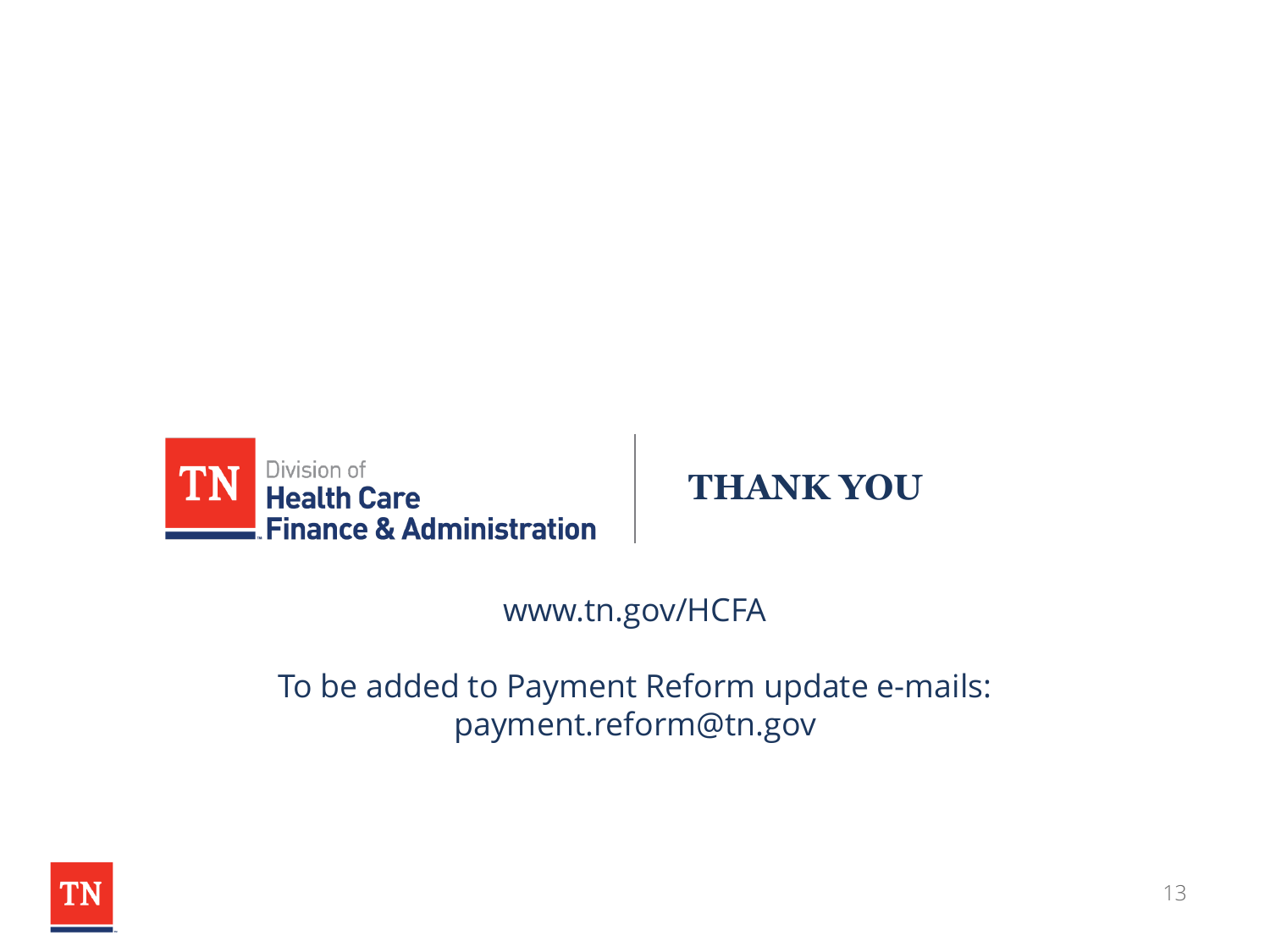TN Division of Health Care Finance & Administration

# THANK YOU

www.tn.gov/HCFA

To be added to Payment Reform update e-mails:
payment.reform@tn.gov